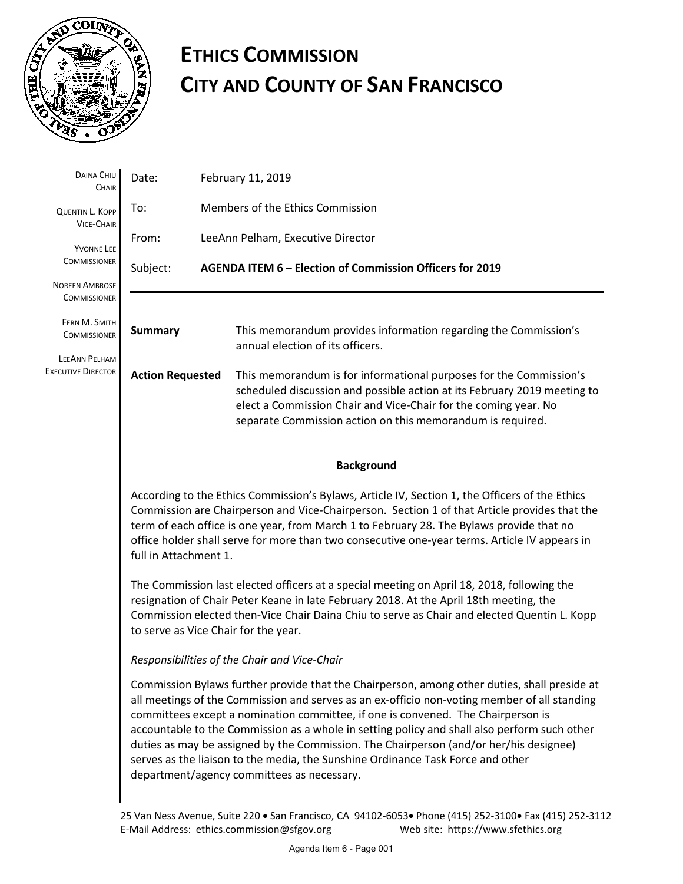# ETHICS COMMISSION
# CITY AND COUNTY OF SAN FRANCISCO

DAINA CHIU
CHAIR

QUENTIN L. KOPP
VICE-CHAIR

YVONNE LEE
COMMISSIONER

NOREEN AMBROSE
COMMISSIONER

FERN M. SMITH
COMMISSIONER

LEEANN PELHAM
EXECUTIVE DIRECTOR

Date: February 11, 2019

To: Members of the Ethics Commission

From: LeeAnn Pelham, Executive Director

Subject: **AGENDA ITEM 6 – Election of Commission Officers for 2019**

---

**Summary** This memorandum provides information regarding the Commission's annual election of its officers.

**Action Requested** This memorandum is for informational purposes for the Commission's scheduled discussion and possible action at its February 2019 meeting to elect a Commission Chair and Vice-Chair for the coming year. No separate Commission action on this memorandum is required.

## Background

According to the Ethics Commission's Bylaws, Article IV, Section 1, the Officers of the Ethics Commission are Chairperson and Vice-Chairperson. Section 1 of that Article provides that the term of each office is one year, from March 1 to February 28. The Bylaws provide that no office holder shall serve for more than two consecutive one-year terms. Article IV appears in full in Attachment 1.

The Commission last elected officers at a special meeting on April 18, 2018, following the resignation of Chair Peter Keane in late February 2018. At the April 18th meeting, the Commission elected then-Vice Chair Daina Chiu to serve as Chair and elected Quentin L. Kopp to serve as Vice Chair for the year.

*Responsibilities of the Chair and Vice-Chair*

Commission Bylaws further provide that the Chairperson, among other duties, shall preside at all meetings of the Commission and serves as an ex-officio non-voting member of all standing committees except a nomination committee, if one is convened. The Chairperson is accountable to the Commission as a whole in setting policy and shall also perform such other duties as may be assigned by the Commission. The Chairperson (and/or her/his designee) serves as the liaison to the media, the Sunshine Ordinance Task Force and other department/agency committees as necessary.

25 Van Ness Avenue, Suite 220 • San Francisco, CA 94102-6053• Phone (415) 252-3100• Fax (415) 252-3112
E-Mail Address: ethics.commission@sfgov.org Web site: https://www.sfethics.org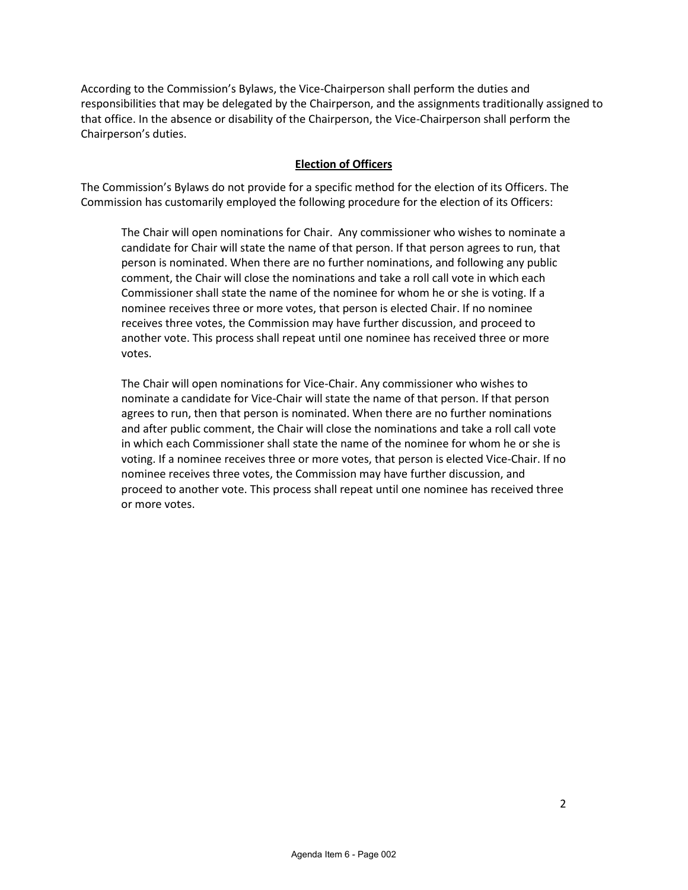According to the Commission's Bylaws, the Vice-Chairperson shall perform the duties and responsibilities that may be delegated by the Chairperson, and the assignments traditionally assigned to that office. In the absence or disability of the Chairperson, the Vice-Chairperson shall perform the Chairperson's duties.

## Election of Officers

The Commission's Bylaws do not provide for a specific method for the election of its Officers. The Commission has customarily employed the following procedure for the election of its Officers:

> The Chair will open nominations for Chair. Any commissioner who wishes to nominate a candidate for Chair will state the name of that person. If that person agrees to run, that person is nominated. When there are no further nominations, and following any public comment, the Chair will close the nominations and take a roll call vote in which each Commissioner shall state the name of the nominee for whom he or she is voting. If a nominee receives three or more votes, that person is elected Chair. If no nominee receives three votes, the Commission may have further discussion, and proceed to another vote. This process shall repeat until one nominee has received three or more votes.
>
> The Chair will open nominations for Vice-Chair. Any commissioner who wishes to nominate a candidate for Vice-Chair will state the name of that person. If that person agrees to run, then that person is nominated. When there are no further nominations and after public comment, the Chair will close the nominations and take a roll call vote in which each Commissioner shall state the name of the nominee for whom he or she is voting. If a nominee receives three or more votes, that person is elected Vice-Chair. If no nominee receives three votes, the Commission may have further discussion, and proceed to another vote. This process shall repeat until one nominee has received three or more votes.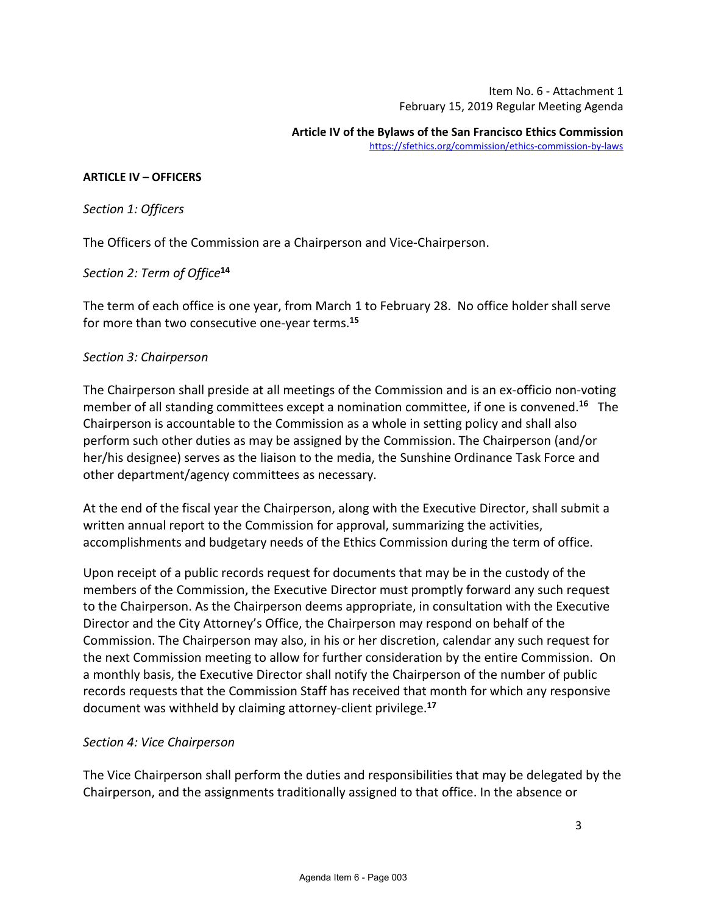Item No. 6 - Attachment 1
February 15, 2019 Regular Meeting Agenda

**Article IV of the Bylaws of the San Francisco Ethics Commission**
https://sfethics.org/commission/ethics-commission-by-laws

**ARTICLE IV – OFFICERS**

*Section 1: Officers*

The Officers of the Commission are a Chairperson and Vice-Chairperson.

*Section 2: Term of Office*[14]

The term of each office is one year, from March 1 to February 28. No office holder shall serve for more than two consecutive one-year terms.[15]

*Section 3: Chairperson*

The Chairperson shall preside at all meetings of the Commission and is an ex-officio non-voting member of all standing committees except a nomination committee, if one is convened.[16] The Chairperson is accountable to the Commission as a whole in setting policy and shall also perform such other duties as may be assigned by the Commission. The Chairperson (and/or her/his designee) serves as the liaison to the media, the Sunshine Ordinance Task Force and other department/agency committees as necessary.

At the end of the fiscal year the Chairperson, along with the Executive Director, shall submit a written annual report to the Commission for approval, summarizing the activities, accomplishments and budgetary needs of the Ethics Commission during the term of office.

Upon receipt of a public records request for documents that may be in the custody of the members of the Commission, the Executive Director must promptly forward any such request to the Chairperson. As the Chairperson deems appropriate, in consultation with the Executive Director and the City Attorney's Office, the Chairperson may respond on behalf of the Commission. The Chairperson may also, in his or her discretion, calendar any such request for the next Commission meeting to allow for further consideration by the entire Commission. On a monthly basis, the Executive Director shall notify the Chairperson of the number of public records requests that the Commission Staff has received that month for which any responsive document was withheld by claiming attorney-client privilege.[17]

*Section 4: Vice Chairperson*

The Vice Chairperson shall perform the duties and responsibilities that may be delegated by the Chairperson, and the assignments traditionally assigned to that office. In the absence or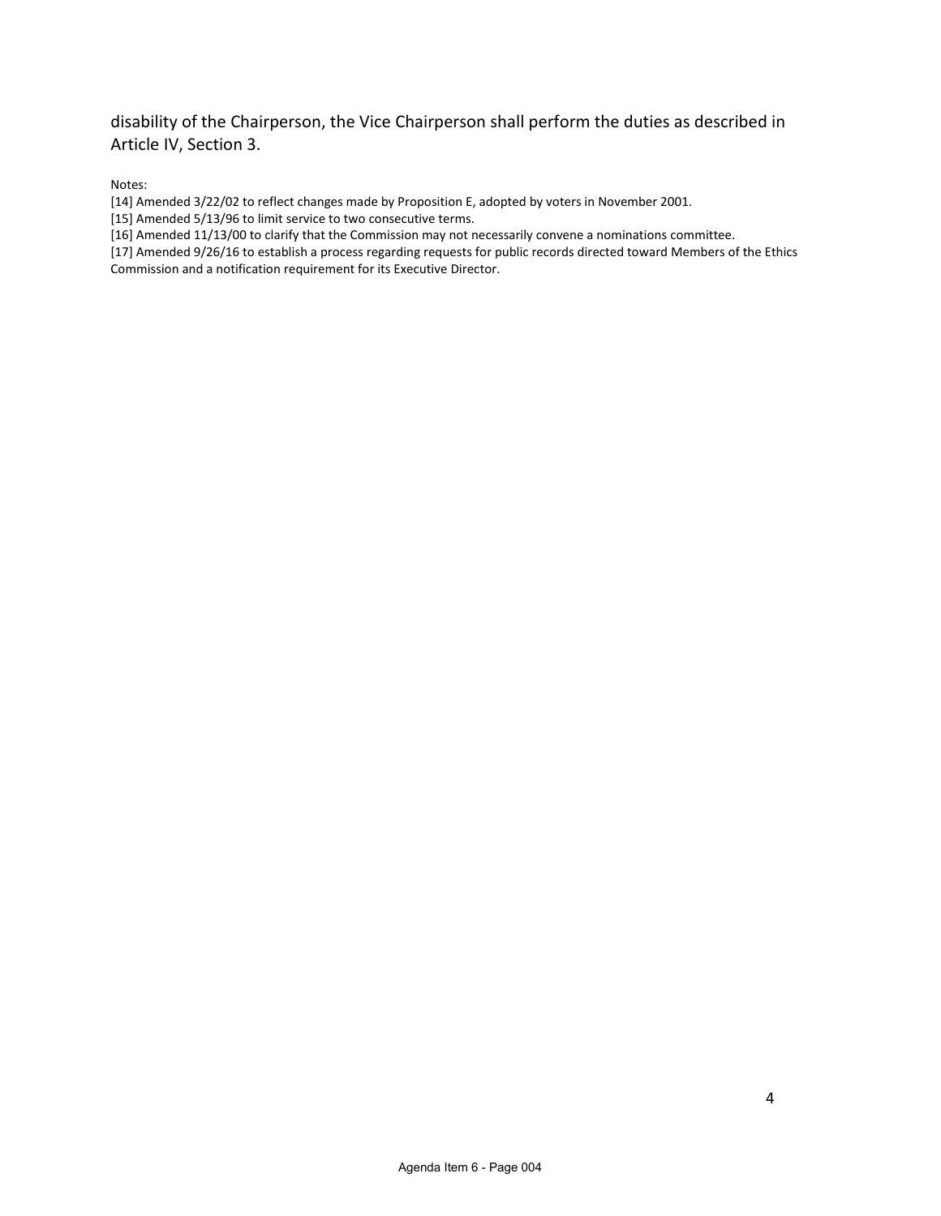disability of the Chairperson, the Vice Chairperson shall perform the duties as described in Article IV, Section 3.

Notes:

[14] Amended 3/22/02 to reflect changes made by Proposition E, adopted by voters in November 2001.

[15] Amended 5/13/96 to limit service to two consecutive terms.

[16] Amended 11/13/00 to clarify that the Commission may not necessarily convene a nominations committee.

[17] Amended 9/26/16 to establish a process regarding requests for public records directed toward Members of the Ethics Commission and a notification requirement for its Executive Director.